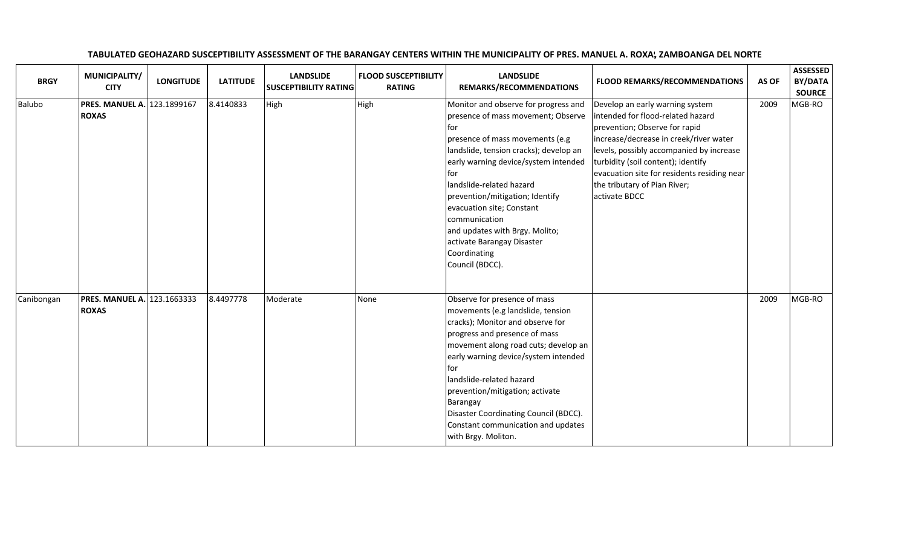**TABULATED GEOHAZARD SUSCEPTIBILITY ASSESSMENT OF THE BARANGAY CENTERS WITHIN THE MUNICIPALITY OF PRES. MANUEL A. ROXA; ZAMBOANGA DEL NORTE**

| BRGY | MUNICIPALITY/ CITY | LONGITUDE | LATITUDE | LANDSLIDE SUSCEPTIBILITY RATING | FLOOD SUSCEPTIBILITY RATING | LANDSLIDE REMARKS/RECOMMENDATIONS | FLOOD REMARKS/RECOMMENDATIONS | AS OF | ASSESSED BY/DATA SOURCE |
|---|---|---|---|---|---|---|---|---|---|
| Balubo | **PRES. MANUEL A. ROXAS** | 123.1899167 | 8.4140833 | High | High | Monitor and observe for progress and presence of mass movement; Observe for presence of mass movements (e.g landslide, tension cracks); develop an early warning device/system intended for landslide-related hazard prevention/mitigation; Identify evacuation site; Constant communication and updates with Brgy. Molito; activate Barangay Disaster Coordinating Council (BDCC). | Develop an early warning system intended for flood-related hazard prevention; Observe for rapid increase/decrease in creek/river water levels, possibly accompanied by increase turbidity (soil content); identify evacuation site for residents residing near the tributary of Pian River; activate BDCC | 2009 | MGB-RO |
| Canibongan | **PRES. MANUEL A. ROXAS** | 123.1663333 | 8.4497778 | Moderate | None | Observe for presence of mass movements (e.g landslide, tension cracks); Monitor and observe for progress and presence of mass movement along road cuts; develop an early warning device/system intended for landslide-related hazard prevention/mitigation; activate Barangay Disaster Coordinating Council (BDCC). Constant communication and updates with Brgy. Moliton. | | 2009 | MGB-RO |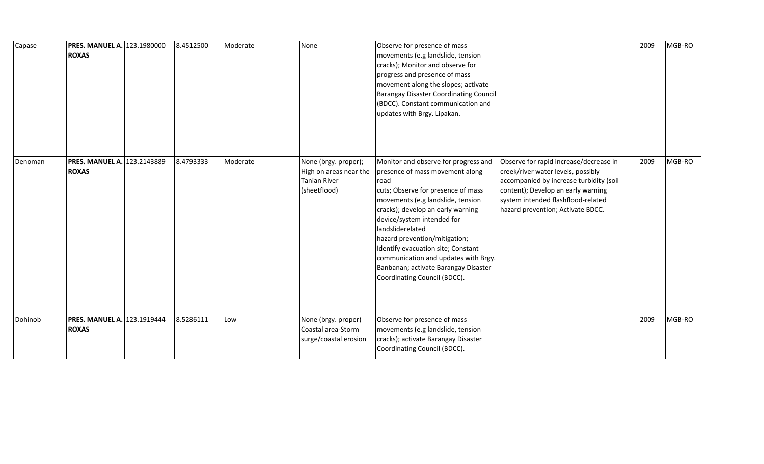| Capase | **PRES. MANUEL A. ROXAS** | 123.1980000 | 8.4512500 | Moderate | None | Observe for presence of mass movements (e.g landslide, tension cracks); Monitor and observe for progress and presence of mass movement along the slopes; activate Barangay Disaster Coordinating Council (BDCC). Constant communication and updates with Brgy. Lipakan. | | 2009 | MGB-RO |
|---|---|---|---|---|---|---|---|---|---|
| Denoman | **PRES. MANUEL A. ROXAS** | 123.2143889 | 8.4793333 | Moderate | None (brgy. proper); High on areas near the Tanian River (sheetflood) | Monitor and observe for progress and presence of mass movement along road cuts; Observe for presence of mass movements (e.g landslide, tension cracks); develop an early warning device/system intended for landsliderelated hazard prevention/mitigation; Identify evacuation site; Constant communication and updates with Brgy. Banbanan; activate Barangay Disaster Coordinating Council (BDCC). | Observe for rapid increase/decrease in creek/river water levels, possibly accompanied by increase turbidity (soil content); Develop an early warning system intended flashflood-related hazard prevention; Activate BDCC. | 2009 | MGB-RO |
| Dohinob | **PRES. MANUEL A. ROXAS** | 123.1919444 | 8.5286111 | Low | None (brgy. proper) Coastal area-Storm surge/coastal erosion | Observe for presence of mass movements (e.g landslide, tension cracks); activate Barangay Disaster Coordinating Council (BDCC). | | 2009 | MGB-RO |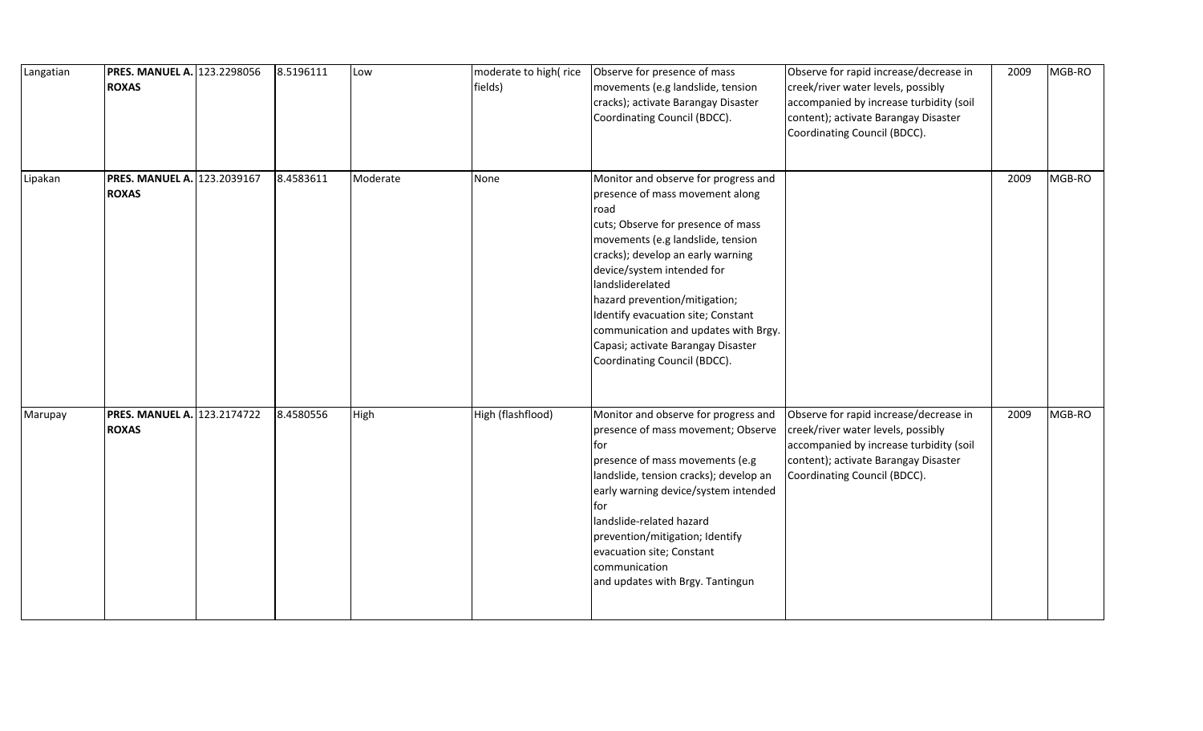| | | | | | | | | | |
|---|---|---|---|---|---|---|---|---|---|
| Langatian | **PRES. MANUEL A. ROXAS** | 123.2298056 | 8.5196111 | Low | moderate to high( rice fields) | Observe for presence of mass movements (e.g landslide, tension cracks); activate Barangay Disaster Coordinating Council (BDCC). | Observe for rapid increase/decrease in creek/river water levels, possibly accompanied by increase turbidity (soil content); activate Barangay Disaster Coordinating Council (BDCC). | 2009 | MGB-RO |
| Lipakan | **PRES. MANUEL A. ROXAS** | 123.2039167 | 8.4583611 | Moderate | None | Monitor and observe for progress and presence of mass movement along road cuts; Observe for presence of mass movements (e.g landslide, tension cracks); develop an early warning device/system intended for landsliderelated hazard prevention/mitigation; Identify evacuation site; Constant communication and updates with Brgy. Capasi; activate Barangay Disaster Coordinating Council (BDCC). | | 2009 | MGB-RO |
| Marupay | **PRES. MANUEL A. ROXAS** | 123.2174722 | 8.4580556 | High | High (flashflood) | Monitor and observe for progress and presence of mass movement; Observe for presence of mass movements (e.g landslide, tension cracks); develop an early warning device/system intended for landslide-related hazard prevention/mitigation; Identify evacuation site; Constant communication and updates with Brgy. Tantingun | Observe for rapid increase/decrease in creek/river water levels, possibly accompanied by increase turbidity (soil content); activate Barangay Disaster Coordinating Council (BDCC). | 2009 | MGB-RO |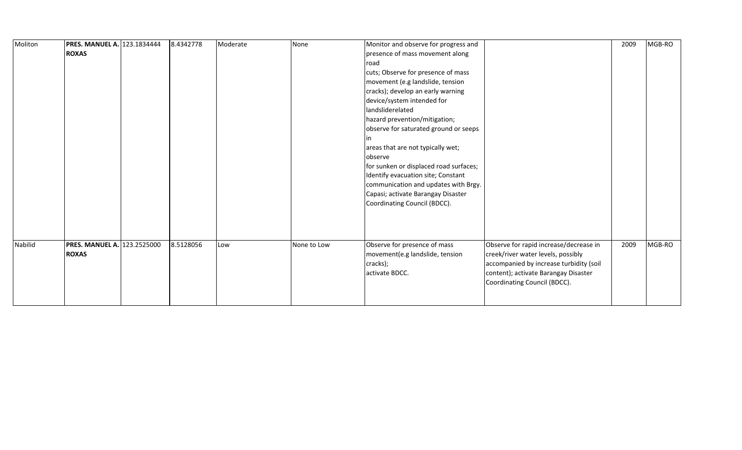| Moliton | **PRES. MANUEL A. ROXAS** | 123.1834444 | 8.4342778 | Moderate | None | Monitor and observe for progress and presence of mass movement along road cuts; Observe for presence of mass movement (e.g landslide, tension cracks); develop an early warning device/system intended for landsliderelated hazard prevention/mitigation; observe for saturated ground or seeps in areas that are not typically wet; observe for sunken or displaced road surfaces; Identify evacuation site; Constant communication and updates with Brgy. Capasi; activate Barangay Disaster Coordinating Council (BDCC). | | 2009 | MGB-RO |
|---|---|---|---|---|---|---|---|---|---|
| Nabilid | **PRES. MANUEL A. ROXAS** | 123.2525000 | 8.5128056 | Low | None to Low | Observe for presence of mass movement(e.g landslide, tension cracks); activate BDCC. | Observe for rapid increase/decrease in creek/river water levels, possibly accompanied by increase turbidity (soil content); activate Barangay Disaster Coordinating Council (BDCC). | 2009 | MGB-RO |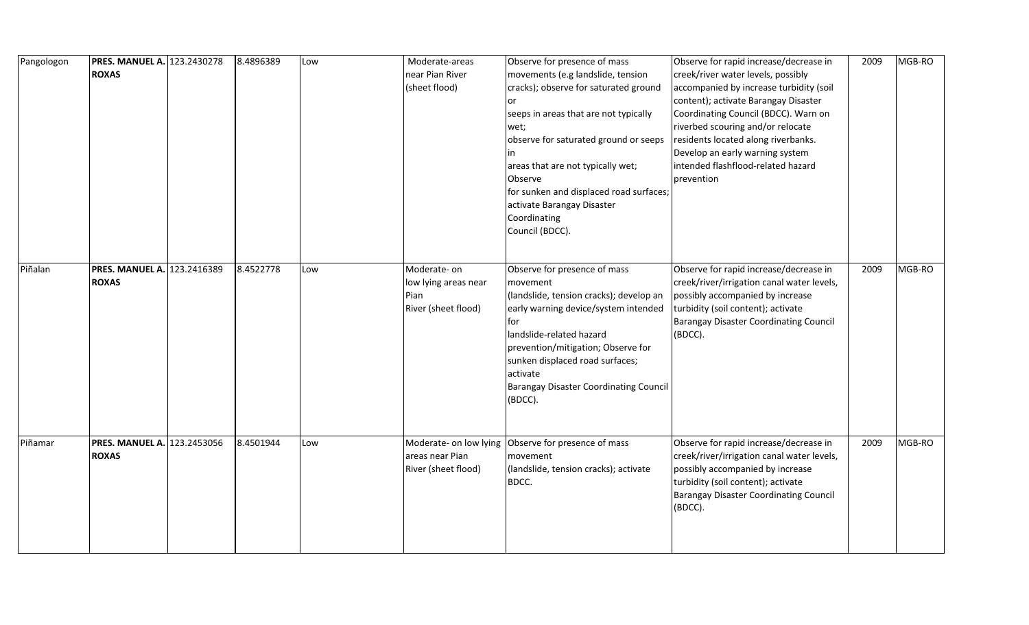| Pangologon | **PRES. MANUEL A. ROXAS** | 123.2430278 | 8.4896389 | Low | Moderate-areas near Pian River (sheet flood) | Observe for presence of mass movements (e.g landslide, tension cracks); observe for saturated ground or seeps in areas that are not typically wet; observe for saturated ground or seeps in areas that are not typically wet; Observe for sunken and displaced road surfaces; activate Barangay Disaster Coordinating Council (BDCC). | Observe for rapid increase/decrease in creek/river water levels, possibly accompanied by increase turbidity (soil content); activate Barangay Disaster Coordinating Council (BDCC). Warn on riverbed scouring and/or relocate residents located along riverbanks. Develop an early warning system intended flashflood-related hazard prevention | 2009 | MGB-RO |
|---|---|---|---|---|---|---|---|---|---|
| Piñalan | **PRES. MANUEL A. ROXAS** | 123.2416389 | 8.4522778 | Low | Moderate- on low lying areas near Pian River (sheet flood) | Observe for presence of mass movement (landslide, tension cracks); develop an early warning device/system intended for landslide-related hazard prevention/mitigation; Observe for sunken displaced road surfaces; activate Barangay Disaster Coordinating Council (BDCC). | Observe for rapid increase/decrease in creek/river/irrigation canal water levels, possibly accompanied by increase turbidity (soil content); activate Barangay Disaster Coordinating Council (BDCC). | 2009 | MGB-RO |
| Piñamar | **PRES. MANUEL A. ROXAS** | 123.2453056 | 8.4501944 | Low | Moderate- on low lying areas near Pian River (sheet flood) | Observe for presence of mass movement (landslide, tension cracks); activate BDCC. | Observe for rapid increase/decrease in creek/river/irrigation canal water levels, possibly accompanied by increase turbidity (soil content); activate Barangay Disaster Coordinating Council (BDCC). | 2009 | MGB-RO |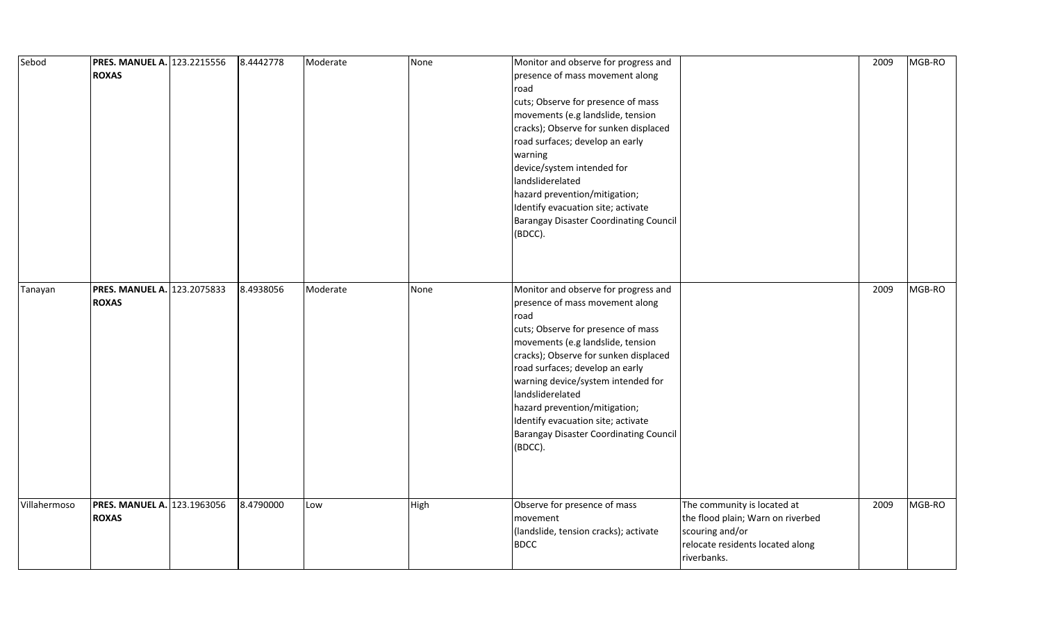| | | | | | | | | | |
|---|---|---|---|---|---|---|---|---|---|
| Sebod | **PRES. MANUEL A. ROXAS** | 123.2215556 | 8.4442778 | Moderate | None | Monitor and observe for progress and presence of mass movement along road cuts; Observe for presence of mass movements (e.g landslide, tension cracks); Observe for sunken displaced road surfaces; develop an early warning device/system intended for landsliderelated hazard prevention/mitigation; Identify evacuation site; activate Barangay Disaster Coordinating Council (BDCC). | | 2009 | MGB-RO |
| Tanayan | **PRES. MANUEL A. ROXAS** | 123.2075833 | 8.4938056 | Moderate | None | Monitor and observe for progress and presence of mass movement along road cuts; Observe for presence of mass movements (e.g landslide, tension cracks); Observe for sunken displaced road surfaces; develop an early warning device/system intended for landsliderelated hazard prevention/mitigation; Identify evacuation site; activate Barangay Disaster Coordinating Council (BDCC). | | 2009 | MGB-RO |
| Villahermoso | **PRES. MANUEL A. ROXAS** | 123.1963056 | 8.4790000 | Low | High | Observe for presence of mass movement (landslide, tension cracks); activate BDCC | The community is located at the flood plain; Warn on riverbed scouring and/or relocate residents located along riverbanks. | 2009 | MGB-RO |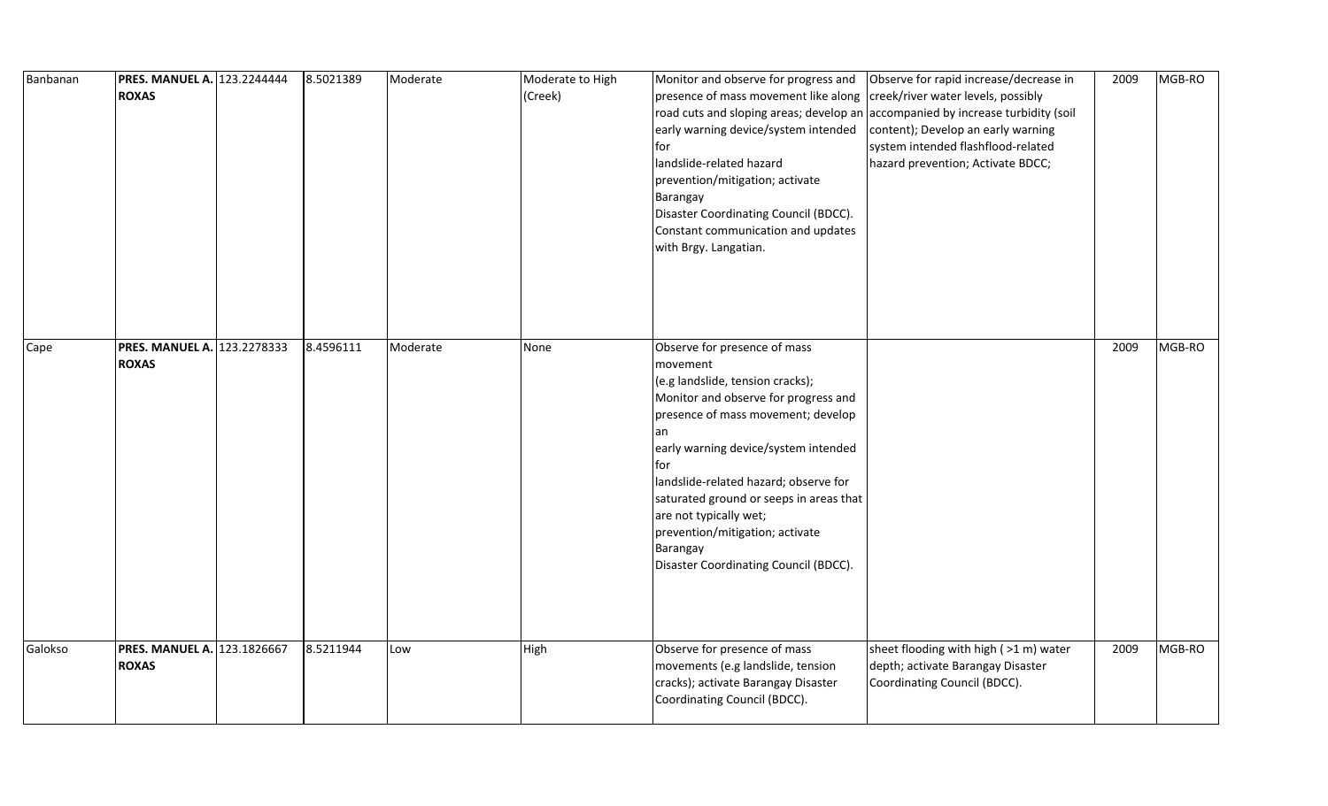| | | | | | | | | | |
|---|---|---|---|---|---|---|---|---|---|
| Banbanan | **PRES. MANUEL A. ROXAS** | 123.2244444 | 8.5021389 | Moderate | Moderate to High (Creek) | Monitor and observe for progress and presence of mass movement like along road cuts and sloping areas; develop an early warning device/system intended for landslide-related hazard prevention/mitigation; activate Barangay Disaster Coordinating Council (BDCC). Constant communication and updates with Brgy. Langatian. | Observe for rapid increase/decrease in creek/river water levels, possibly accompanied by increase turbidity (soil content); Develop an early warning system intended flashflood-related hazard prevention; Activate BDCC; | 2009 | MGB-RO |
| Cape | **PRES. MANUEL A. ROXAS** | 123.2278333 | 8.4596111 | Moderate | None | Observe for presence of mass movement (e.g landslide, tension cracks); Monitor and observe for progress and presence of mass movement; develop an early warning device/system intended for landslide-related hazard; observe for saturated ground or seeps in areas that are not typically wet; prevention/mitigation; activate Barangay Disaster Coordinating Council (BDCC). | | 2009 | MGB-RO |
| Galokso | **PRES. MANUEL A. ROXAS** | 123.1826667 | 8.5211944 | Low | High | Observe for presence of mass movements (e.g landslide, tension cracks); activate Barangay Disaster Coordinating Council (BDCC). | sheet flooding with high ( >1 m) water depth; activate Barangay Disaster Coordinating Council (BDCC). | 2009 | MGB-RO |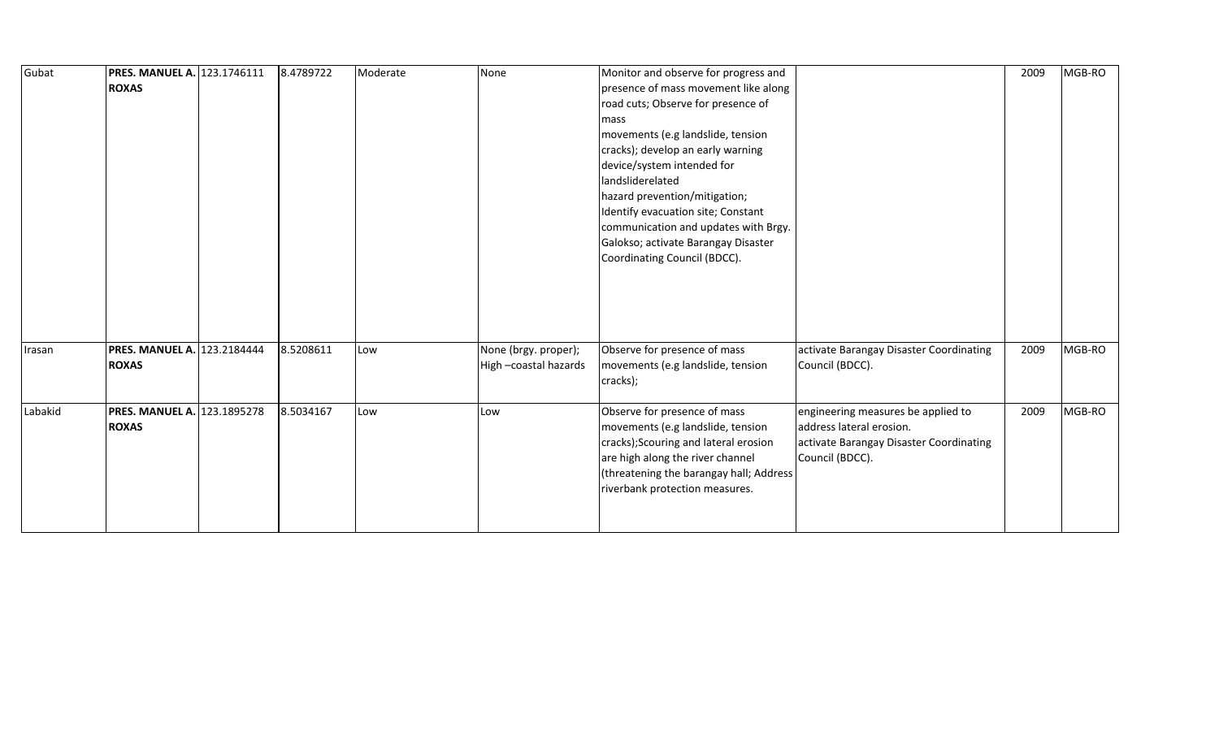| Gubat | **PRES. MANUEL A. ROXAS** | 123.1746111 | 8.4789722 | Moderate | None | Monitor and observe for progress and presence of mass movement like along road cuts; Observe for presence of mass movements (e.g landslide, tension cracks); develop an early warning device/system intended for landsliderelated hazard prevention/mitigation; Identify evacuation site; Constant communication and updates with Brgy. Galokso; activate Barangay Disaster Coordinating Council (BDCC). | | 2009 | MGB-RO |
|---|---|---|---|---|---|---|---|---|---|
| Irasan | **PRES. MANUEL A. ROXAS** | 123.2184444 | 8.5208611 | Low | None (brgy. proper); High –coastal hazards | Observe for presence of mass movements (e.g landslide, tension cracks); | activate Barangay Disaster Coordinating Council (BDCC). | 2009 | MGB-RO |
| Labakid | **PRES. MANUEL A. ROXAS** | 123.1895278 | 8.5034167 | Low | Low | Observe for presence of mass movements (e.g landslide, tension cracks);Scouring and lateral erosion are high along the river channel (threatening the barangay hall; Address riverbank protection measures. | engineering measures be applied to address lateral erosion. activate Barangay Disaster Coordinating Council (BDCC). | 2009 | MGB-RO |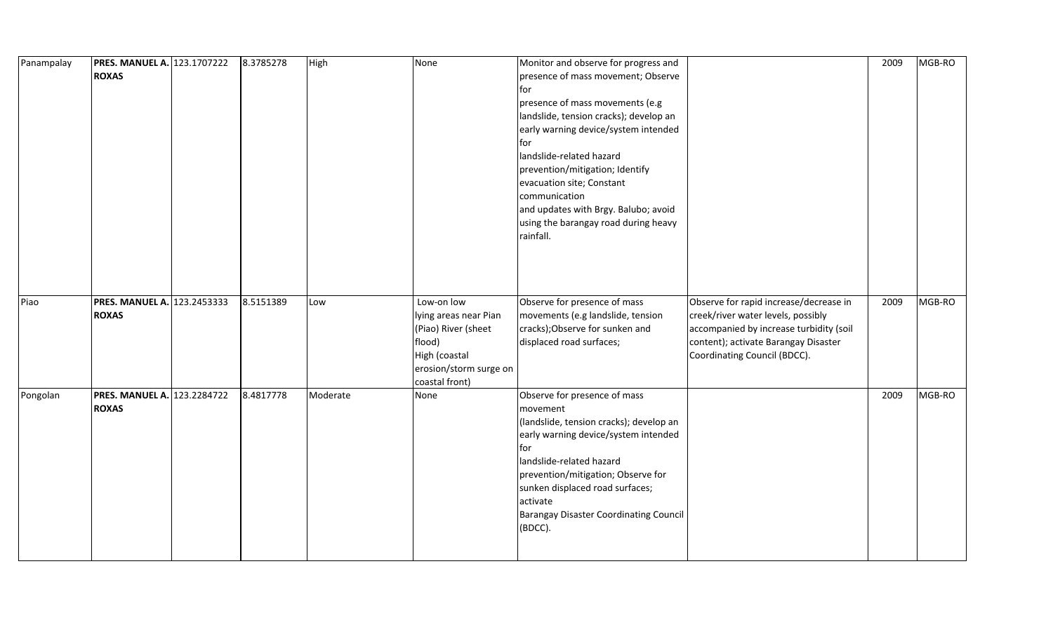| Panampalay | **PRES. MANUEL A. ROXAS** | 123.1707222 | 8.3785278 | High | None | Monitor and observe for progress and presence of mass movement; Observe for presence of mass movements (e.g landslide, tension cracks); develop an early warning device/system intended for landslide-related hazard prevention/mitigation; Identify evacuation site; Constant communication and updates with Brgy. Balubo; avoid using the barangay road during heavy rainfall. | | 2009 | MGB-RO |
|---|---|---|---|---|---|---|---|---|---|
| Piao | **PRES. MANUEL A. ROXAS** | 123.2453333 | 8.5151389 | Low | Low-on low lying areas near Pian (Piao) River (sheet flood) High (coastal erosion/storm surge on coastal front) | Observe for presence of mass movements (e.g landslide, tension cracks);Observe for sunken and displaced road surfaces; | Observe for rapid increase/decrease in creek/river water levels, possibly accompanied by increase turbidity (soil content); activate Barangay Disaster Coordinating Council (BDCC). | 2009 | MGB-RO |
| Pongolan | **PRES. MANUEL A. ROXAS** | 123.2284722 | 8.4817778 | Moderate | None | Observe for presence of mass movement (landslide, tension cracks); develop an early warning device/system intended for landslide-related hazard prevention/mitigation; Observe for sunken displaced road surfaces; activate Barangay Disaster Coordinating Council (BDCC). | | 2009 | MGB-RO |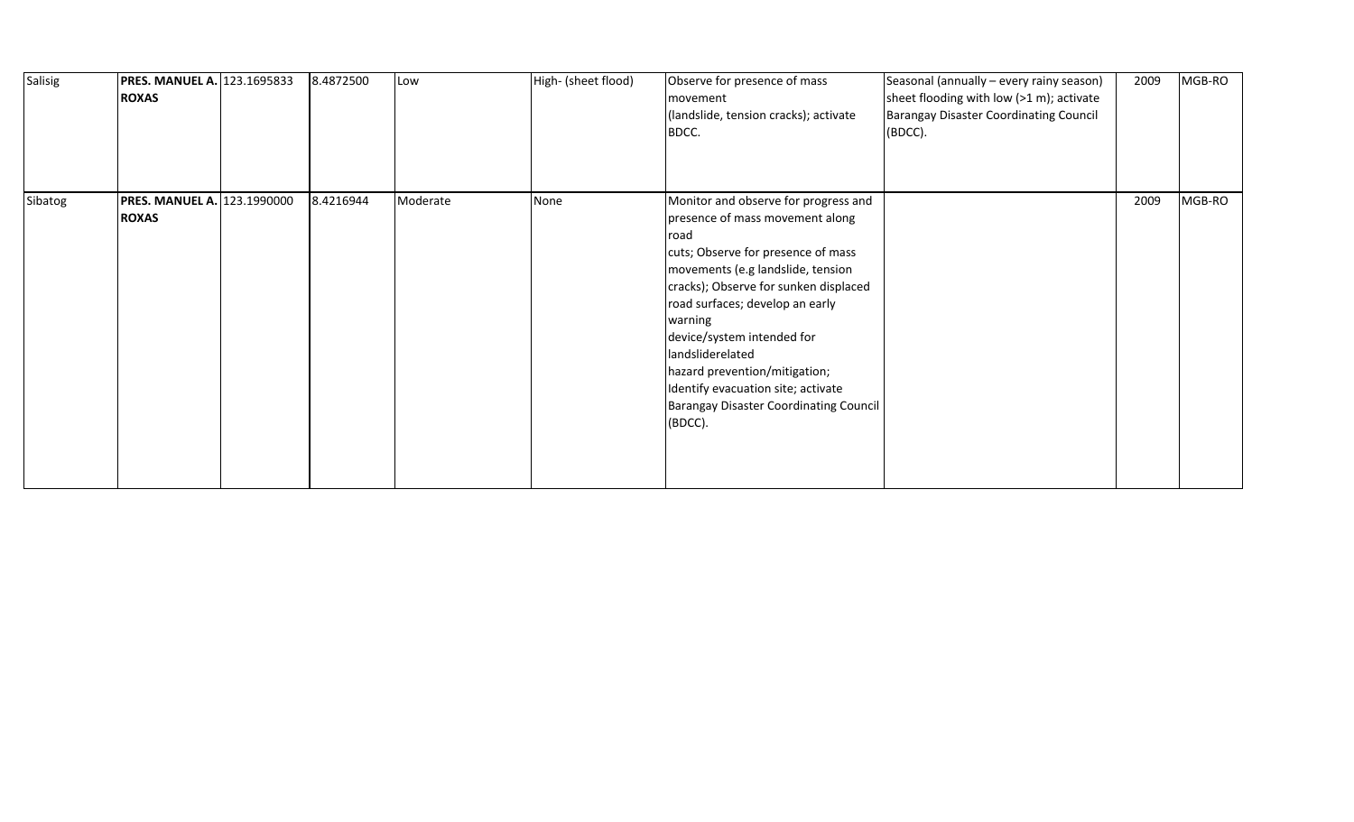| Salisig | **PRES. MANUEL A. ROXAS** | 123.1695833 | 8.4872500 | Low | High- (sheet flood) | Observe for presence of mass movement (landslide, tension cracks); activate BDCC. | Seasonal (annually – every rainy season) sheet flooding with low (>1 m); activate Barangay Disaster Coordinating Council (BDCC). | 2009 | MGB-RO |
|---|---|---|---|---|---|---|---|---|---|
| Sibatog | **PRES. MANUEL A. ROXAS** | 123.1990000 | 8.4216944 | Moderate | None | Monitor and observe for progress and presence of mass movement along road cuts; Observe for presence of mass movements (e.g landslide, tension cracks); Observe for sunken displaced road surfaces; develop an early warning device/system intended for landsliderelated hazard prevention/mitigation; Identify evacuation site; activate Barangay Disaster Coordinating Council (BDCC). | | 2009 | MGB-RO |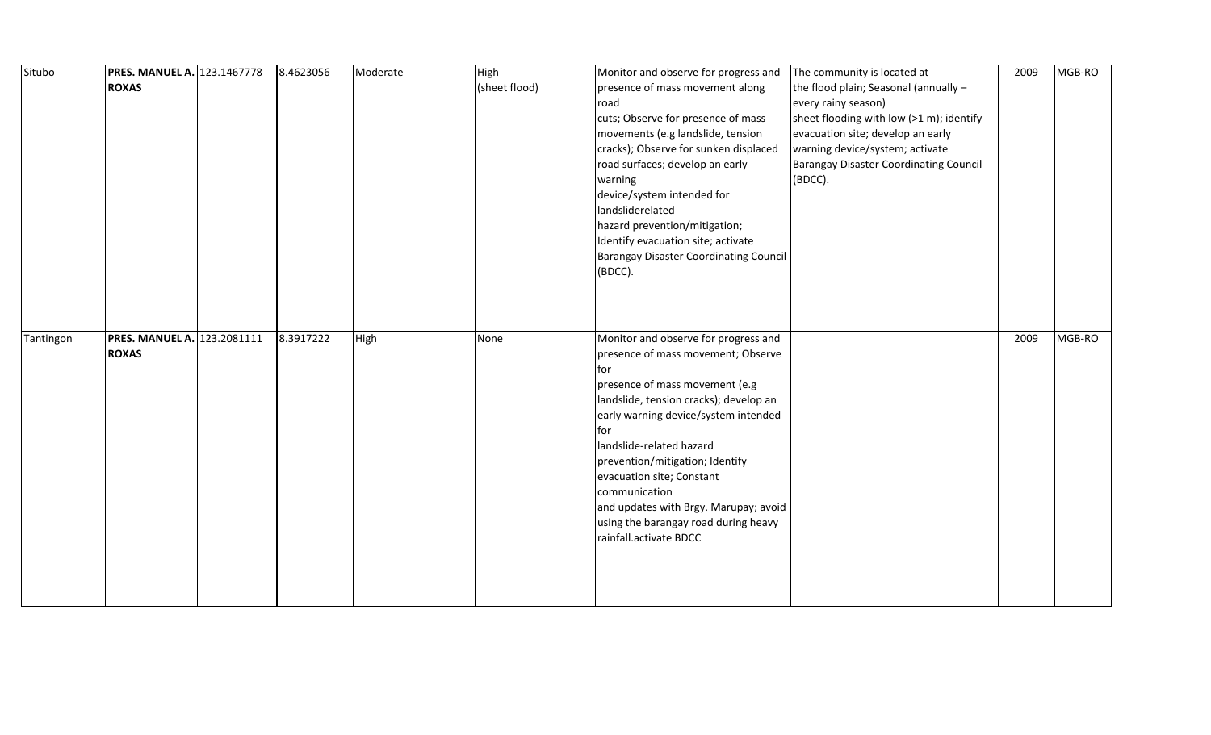| | | | | | | | | | |
|---|---|---|---|---|---|---|---|---|---|
| Situbo | **PRES. MANUEL A. ROXAS** | 123.1467778 | 8.4623056 | Moderate | High (sheet flood) | Monitor and observe for progress and presence of mass movement along road cuts; Observe for presence of mass movements (e.g landslide, tension cracks); Observe for sunken displaced road surfaces; develop an early warning device/system intended for landsliderelated hazard prevention/mitigation; Identify evacuation site; activate Barangay Disaster Coordinating Council (BDCC). | The community is located at the flood plain; Seasonal (annually – every rainy season) sheet flooding with low (>1 m); identify evacuation site; develop an early warning device/system; activate Barangay Disaster Coordinating Council (BDCC). | 2009 | MGB-RO |
| Tantingon | **PRES. MANUEL A. ROXAS** | 123.2081111 | 8.3917222 | High | None | Monitor and observe for progress and presence of mass movement; Observe for presence of mass movement (e.g landslide, tension cracks); develop an early warning device/system intended for landslide-related hazard prevention/mitigation; Identify evacuation site; Constant communication and updates with Brgy. Marupay; avoid using the barangay road during heavy rainfall.activate BDCC | | 2009 | MGB-RO |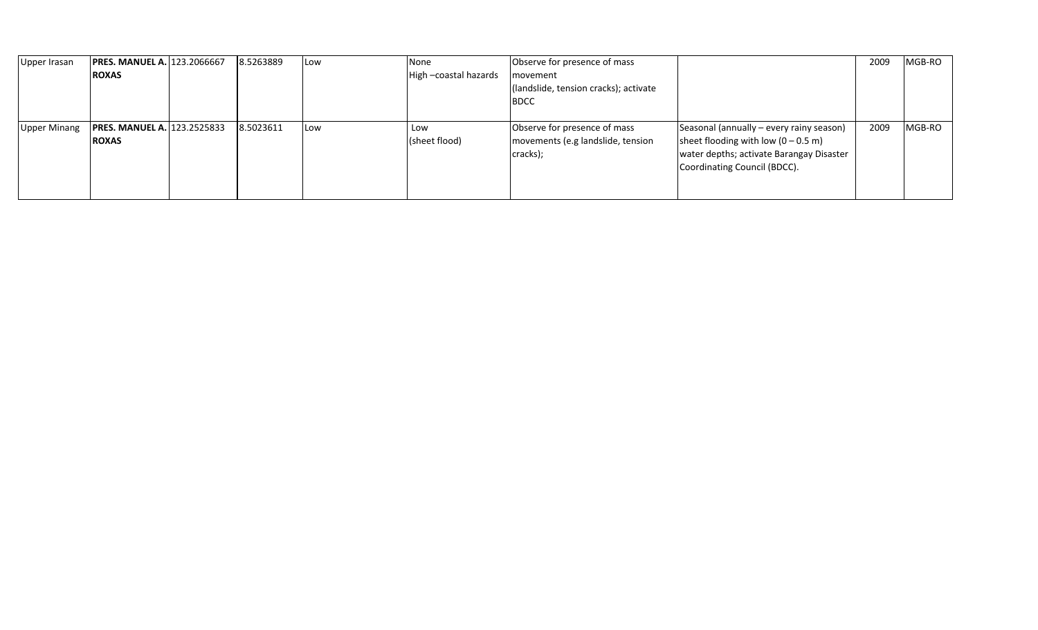| | | | | | | | | | |
|---|---|---|---|---|---|---|---|---|---|
| Upper Irasan | **PRES. MANUEL A. ROXAS** | 123.2066667 | 8.5263889 | Low | None<br>High –coastal hazards | Observe for presence of mass movement (landslide, tension cracks); activate BDCC | | 2009 | MGB-RO |
| Upper Minang | **PRES. MANUEL A. ROXAS** | 123.2525833 | 8.5023611 | Low | Low<br>(sheet flood) | Observe for presence of mass movements (e.g landslide, tension cracks); | Seasonal (annually – every rainy season) sheet flooding with low (0 – 0.5 m) water depths; activate Barangay Disaster Coordinating Council (BDCC). | 2009 | MGB-RO |